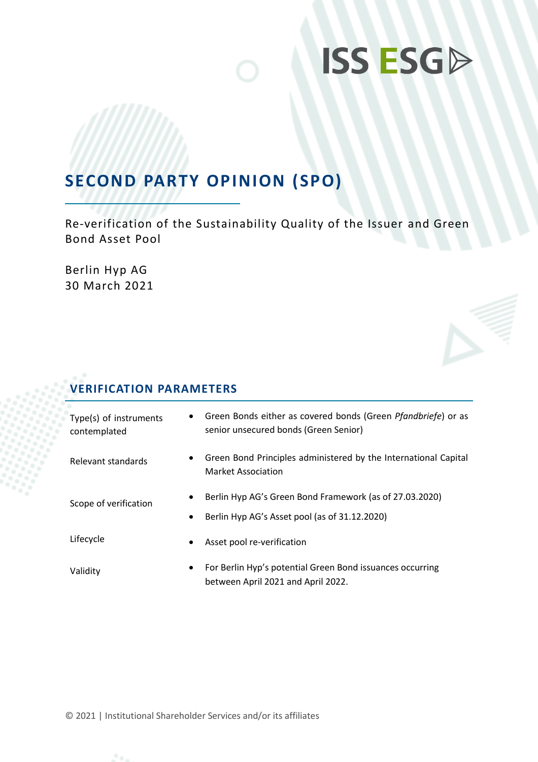ISS ESG

# SECOND PARTY OPINION (SPO)

Re-verification of the Sustainability Quality of the Issuer and Green Bond Asset Pool

Berlin Hyp AG
30 March 2021

## VERIFICATION PARAMETERS

| | |
|---|---|
| Type(s) of instruments contemplated | • Green Bonds either as covered bonds (Green *Pfandbriefe*) or as senior unsecured bonds (Green Senior) |
| Relevant standards | • Green Bond Principles administered by the International Capital Market Association |
| Scope of verification | • Berlin Hyp AG's Green Bond Framework (as of 27.03.2020)<br>• Berlin Hyp AG's Asset pool (as of 31.12.2020) |
| Lifecycle | • Asset pool re-verification |
| Validity | • For Berlin Hyp's potential Green Bond issuances occurring between April 2021 and April 2022. |

© 2021 | Institutional Shareholder Services and/or its affiliates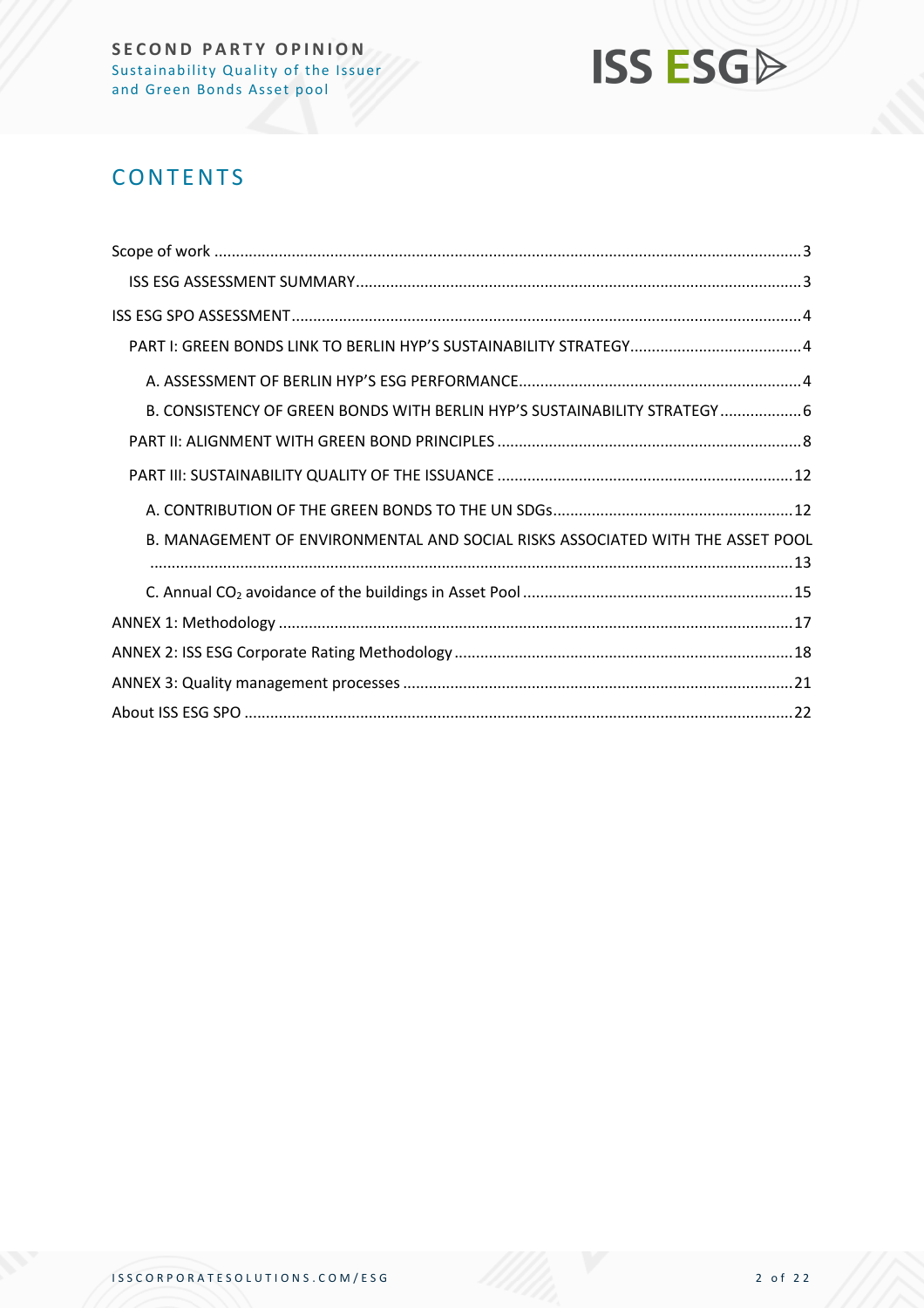# CONTENTS

Scope of work ........................................................................................................................................ 3

ISS ESG ASSESSMENT SUMMARY ...................................................................................................... 3

ISS ESG SPO ASSESSMENT ..................................................................................................................... 4

PART I: GREEN BONDS LINK TO BERLIN HYP'S SUSTAINABILITY STRATEGY ........................................ 4

A. ASSESSMENT OF BERLIN HYP'S ESG PERFORMANCE ................................................................. 4

B. CONSISTENCY OF GREEN BONDS WITH BERLIN HYP'S SUSTAINABILITY STRATEGY ................... 6

PART II: ALIGNMENT WITH GREEN BOND PRINCIPLES ...................................................................... 8

PART III: SUSTAINABILITY QUALITY OF THE ISSUANCE .................................................................... 12

A. CONTRIBUTION OF THE GREEN BONDS TO THE UN SDGs ....................................................... 12

B. MANAGEMENT OF ENVIRONMENTAL AND SOCIAL RISKS ASSOCIATED WITH THE ASSET POOL ..................................................................................................................................................... 13

C. Annual $CO_2$ avoidance of the buildings in Asset Pool .............................................................. 15

ANNEX 1: Methodology ....................................................................................................................... 17

ANNEX 2: ISS ESG Corporate Rating Methodology .............................................................................. 18

ANNEX 3: Quality management processes .......................................................................................... 21

About ISS ESG SPO ............................................................................................................................... 22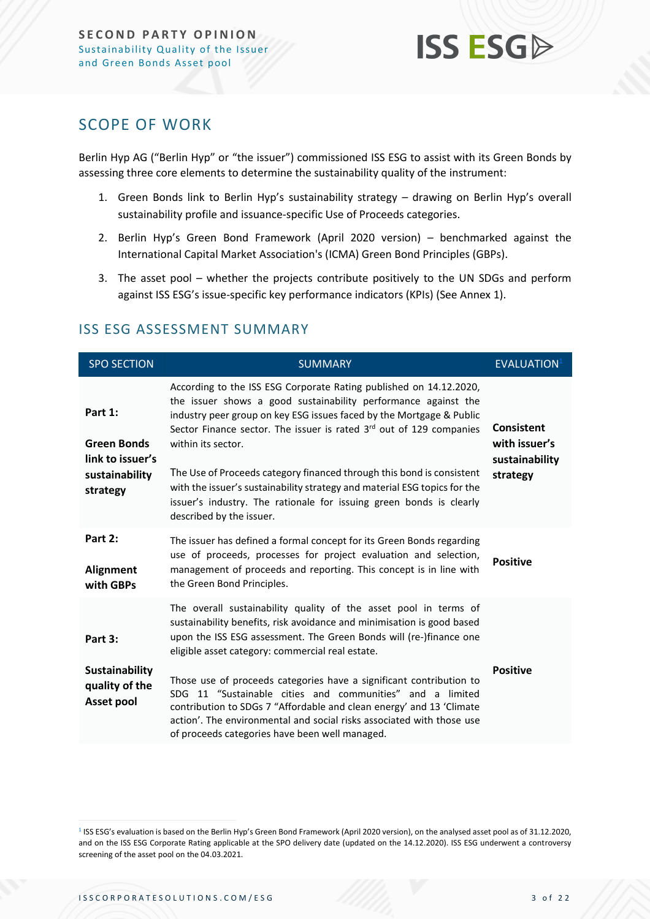## SCOPE OF WORK

Berlin Hyp AG ("Berlin Hyp" or "the issuer") commissioned ISS ESG to assist with its Green Bonds by assessing three core elements to determine the sustainability quality of the instrument:

1. Green Bonds link to Berlin Hyp's sustainability strategy – drawing on Berlin Hyp's overall sustainability profile and issuance-specific Use of Proceeds categories.
2. Berlin Hyp's Green Bond Framework (April 2020 version) – benchmarked against the International Capital Market Association's (ICMA) Green Bond Principles (GBPs).
3. The asset pool – whether the projects contribute positively to the UN SDGs and perform against ISS ESG's issue-specific key performance indicators (KPIs) (See Annex 1).

## ISS ESG ASSESSMENT SUMMARY

| SPO SECTION | SUMMARY | EVALUATION[1] |
|---|---|---|
| **Part 1:** **Green Bonds link to issuer's sustainability strategy** | According to the ISS ESG Corporate Rating published on 14.12.2020, the issuer shows a good sustainability performance against the industry peer group on key ESG issues faced by the Mortgage & Public Sector Finance sector. The issuer is rated 3rd out of 129 companies within its sector.<br><br>The Use of Proceeds category financed through this bond is consistent with the issuer's sustainability strategy and material ESG topics for the issuer's industry. The rationale for issuing green bonds is clearly described by the issuer. | **Consistent with issuer's sustainability strategy** |
| **Part 2:** **Alignment with GBPs** | The issuer has defined a formal concept for its Green Bonds regarding use of proceeds, processes for project evaluation and selection, management of proceeds and reporting. This concept is in line with the Green Bond Principles. | **Positive** |
| **Part 3:** **Sustainability quality of the Asset pool** | The overall sustainability quality of the asset pool in terms of sustainability benefits, risk avoidance and minimisation is good based upon the ISS ESG assessment. The Green Bonds will (re-)finance one eligible asset category: commercial real estate.<br><br>Those use of proceeds categories have a significant contribution to SDG 11 "Sustainable cities and communities" and a limited contribution to SDGs 7 "Affordable and clean energy' and 13 'Climate action'. The environmental and social risks associated with those use of proceeds categories have been well managed. | **Positive** |

[1] ISS ESG's evaluation is based on the Berlin Hyp's Green Bond Framework (April 2020 version), on the analysed asset pool as of 31.12.2020, and on the ISS ESG Corporate Rating applicable at the SPO delivery date (updated on the 14.12.2020). ISS ESG underwent a controversy screening of the asset pool on the 04.03.2021.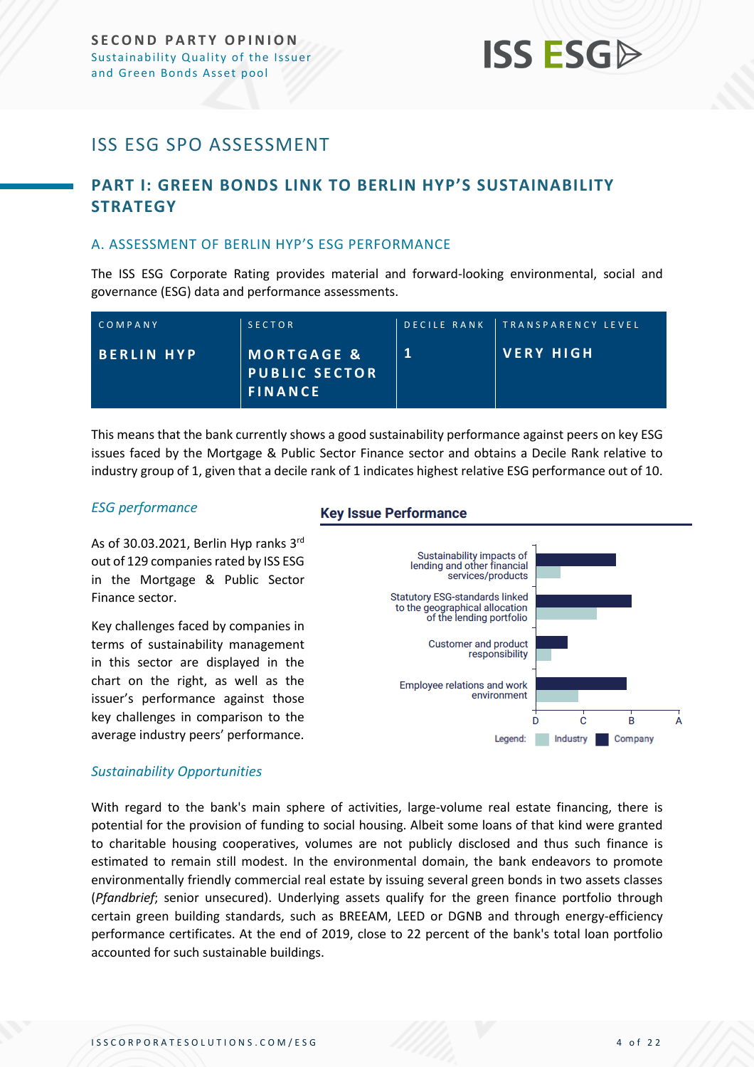# ISS ESG SPO ASSESSMENT

## PART I: GREEN BONDS LINK TO BERLIN HYP'S SUSTAINABILITY STRATEGY

### A. ASSESSMENT OF BERLIN HYP'S ESG PERFORMANCE

The ISS ESG Corporate Rating provides material and forward-looking environmental, social and governance (ESG) data and performance assessments.

| COMPANY | SECTOR | DECILE RANK | TRANSPARENCY LEVEL |
|---|---|---|---|
| **BERLIN HYP** | **MORTGAGE & PUBLIC SECTOR FINANCE** | **1** | **VERY HIGH** |

This means that the bank currently shows a good sustainability performance against peers on key ESG issues faced by the Mortgage & Public Sector Finance sector and obtains a Decile Rank relative to industry group of 1, given that a decile rank of 1 indicates highest relative ESG performance out of 10.

*ESG performance*

As of 30.03.2021, Berlin Hyp ranks 3rd out of 129 companies rated by ISS ESG in the Mortgage & Public Sector Finance sector.

Key challenges faced by companies in terms of sustainability management in this sector are displayed in the chart on the right, as well as the issuer's performance against those key challenges in comparison to the average industry peers' performance.

**Key Issue Performance**

- Sustainability impacts of lending and other financial services/products
- Statutory ESG-standards linked to the geographical allocation of the lending portfolio
- Customer and product responsibility
- Employee relations and work environment

Scale: D, C, B, A — Legend: Industry, Company

*Sustainability Opportunities*

With regard to the bank's main sphere of activities, large-volume real estate financing, there is potential for the provision of funding to social housing. Albeit some loans of that kind were granted to charitable housing cooperatives, volumes are not publicly disclosed and thus such finance is estimated to remain still modest. In the environmental domain, the bank endeavors to promote environmentally friendly commercial real estate by issuing several green bonds in two assets classes (*Pfandbrief*; senior unsecured). Underlying assets qualify for the green finance portfolio through certain green building standards, such as BREEAM, LEED or DGNB and through energy-efficiency performance certificates. At the end of 2019, close to 22 percent of the bank's total loan portfolio accounted for such sustainable buildings.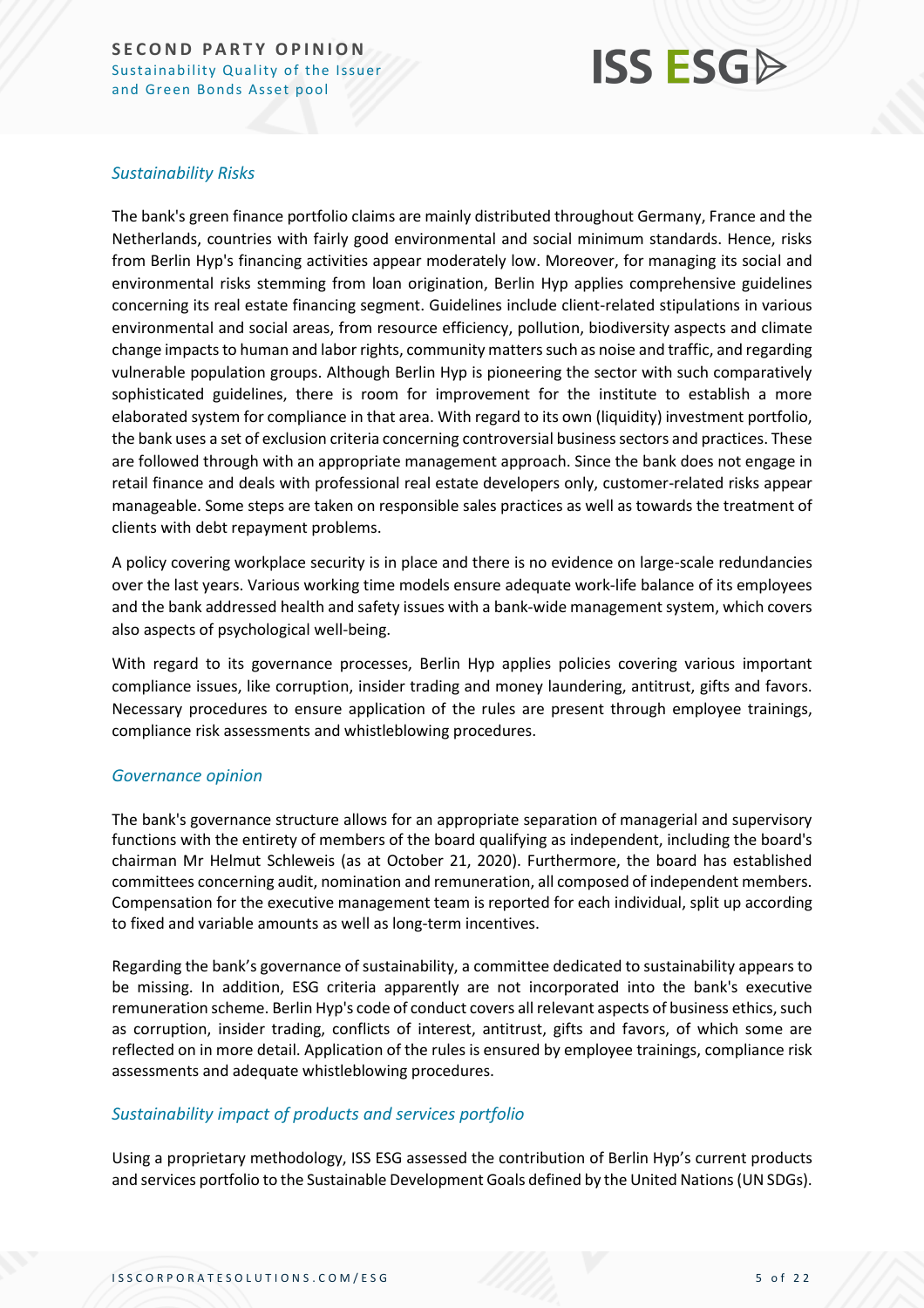### *Sustainability Risks*

The bank's green finance portfolio claims are mainly distributed throughout Germany, France and the Netherlands, countries with fairly good environmental and social minimum standards. Hence, risks from Berlin Hyp's financing activities appear moderately low. Moreover, for managing its social and environmental risks stemming from loan origination, Berlin Hyp applies comprehensive guidelines concerning its real estate financing segment. Guidelines include client-related stipulations in various environmental and social areas, from resource efficiency, pollution, biodiversity aspects and climate change impacts to human and labor rights, community matters such as noise and traffic, and regarding vulnerable population groups. Although Berlin Hyp is pioneering the sector with such comparatively sophisticated guidelines, there is room for improvement for the institute to establish a more elaborated system for compliance in that area. With regard to its own (liquidity) investment portfolio, the bank uses a set of exclusion criteria concerning controversial business sectors and practices. These are followed through with an appropriate management approach. Since the bank does not engage in retail finance and deals with professional real estate developers only, customer-related risks appear manageable. Some steps are taken on responsible sales practices as well as towards the treatment of clients with debt repayment problems.

A policy covering workplace security is in place and there is no evidence on large-scale redundancies over the last years. Various working time models ensure adequate work-life balance of its employees and the bank addressed health and safety issues with a bank-wide management system, which covers also aspects of psychological well-being.

With regard to its governance processes, Berlin Hyp applies policies covering various important compliance issues, like corruption, insider trading and money laundering, antitrust, gifts and favors. Necessary procedures to ensure application of the rules are present through employee trainings, compliance risk assessments and whistleblowing procedures.

### *Governance opinion*

The bank's governance structure allows for an appropriate separation of managerial and supervisory functions with the entirety of members of the board qualifying as independent, including the board's chairman Mr Helmut Schleweis (as at October 21, 2020). Furthermore, the board has established committees concerning audit, nomination and remuneration, all composed of independent members. Compensation for the executive management team is reported for each individual, split up according to fixed and variable amounts as well as long-term incentives.

Regarding the bank's governance of sustainability, a committee dedicated to sustainability appears to be missing. In addition, ESG criteria apparently are not incorporated into the bank's executive remuneration scheme. Berlin Hyp's code of conduct covers all relevant aspects of business ethics, such as corruption, insider trading, conflicts of interest, antitrust, gifts and favors, of which some are reflected on in more detail. Application of the rules is ensured by employee trainings, compliance risk assessments and adequate whistleblowing procedures.

### *Sustainability impact of products and services portfolio*

Using a proprietary methodology, ISS ESG assessed the contribution of Berlin Hyp's current products and services portfolio to the Sustainable Development Goals defined by the United Nations (UN SDGs).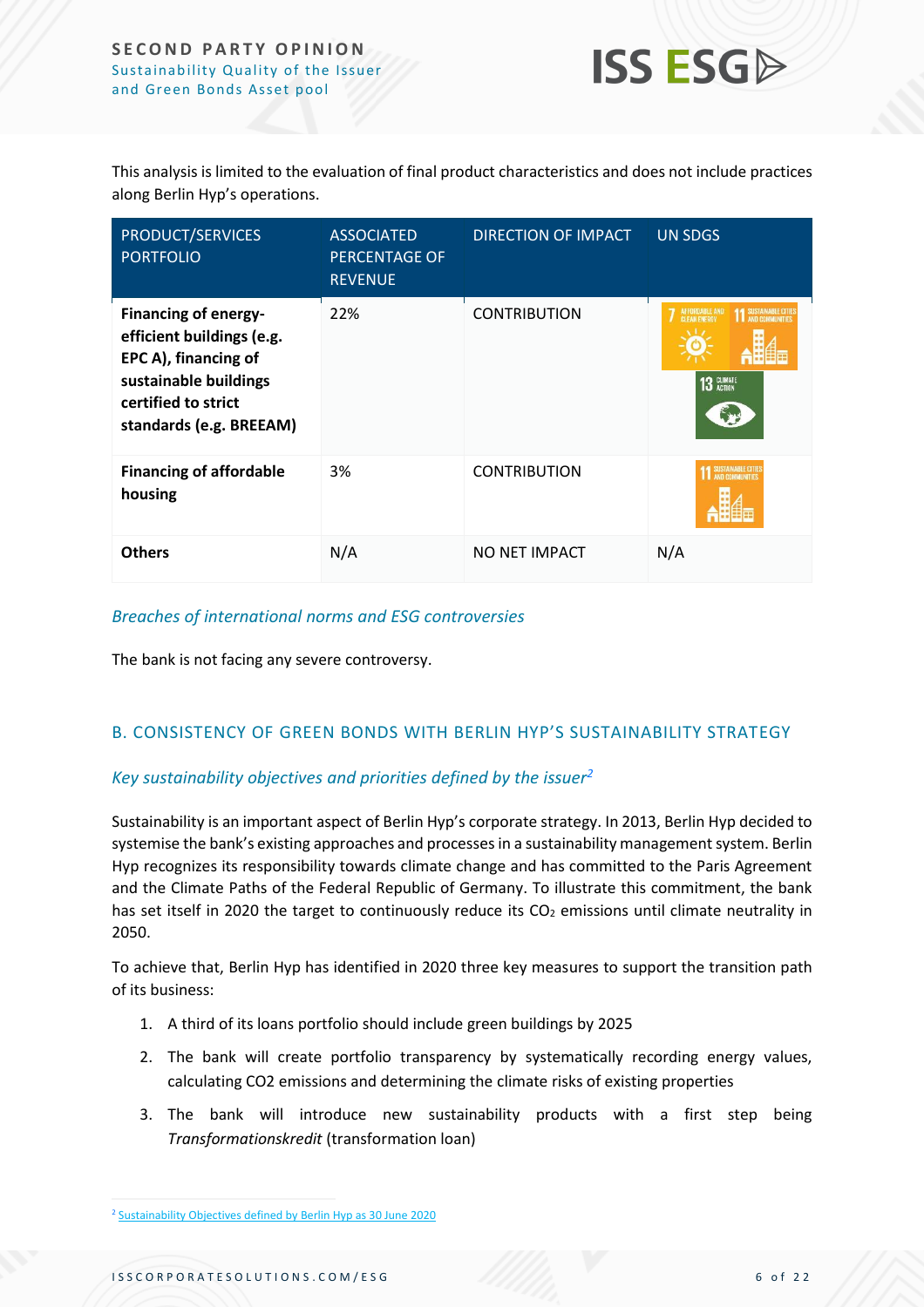This analysis is limited to the evaluation of final product characteristics and does not include practices along Berlin Hyp's operations.

| PRODUCT/SERVICES PORTFOLIO | ASSOCIATED PERCENTAGE OF REVENUE | DIRECTION OF IMPACT | UN SDGS |
|---|---|---|---|
| **Financing of energy-efficient buildings (e.g. EPC A), financing of sustainable buildings certified to strict standards (e.g. BREEAM)** | 22% | CONTRIBUTION | 7 Affordable and Clean Energy, 11 Sustainable Cities and Communities, 13 Climate Action |
| **Financing of affordable housing** | 3% | CONTRIBUTION | 11 Sustainable Cities and Communities |
| **Others** | N/A | NO NET IMPACT | N/A |

### *Breaches of international norms and ESG controversies*

The bank is not facing any severe controversy.

## B. CONSISTENCY OF GREEN BONDS WITH BERLIN HYP'S SUSTAINABILITY STRATEGY

### *Key sustainability objectives and priorities defined by the issuer*[2]

Sustainability is an important aspect of Berlin Hyp's corporate strategy. In 2013, Berlin Hyp decided to systemise the bank's existing approaches and processes in a sustainability management system. Berlin Hyp recognizes its responsibility towards climate change and has committed to the Paris Agreement and the Climate Paths of the Federal Republic of Germany. To illustrate this commitment, the bank has set itself in 2020 the target to continuously reduce its $CO_2$ emissions until climate neutrality in 2050.

To achieve that, Berlin Hyp has identified in 2020 three key measures to support the transition path of its business:

1. A third of its loans portfolio should include green buildings by 2025
2. The bank will create portfolio transparency by systematically recording energy values, calculating $CO_2$ emissions and determining the climate risks of existing properties
3. The bank will introduce new sustainability products with a first step being *Transformationskredit* (transformation loan)

[2] Sustainability Objectives defined by Berlin Hyp as 30 June 2020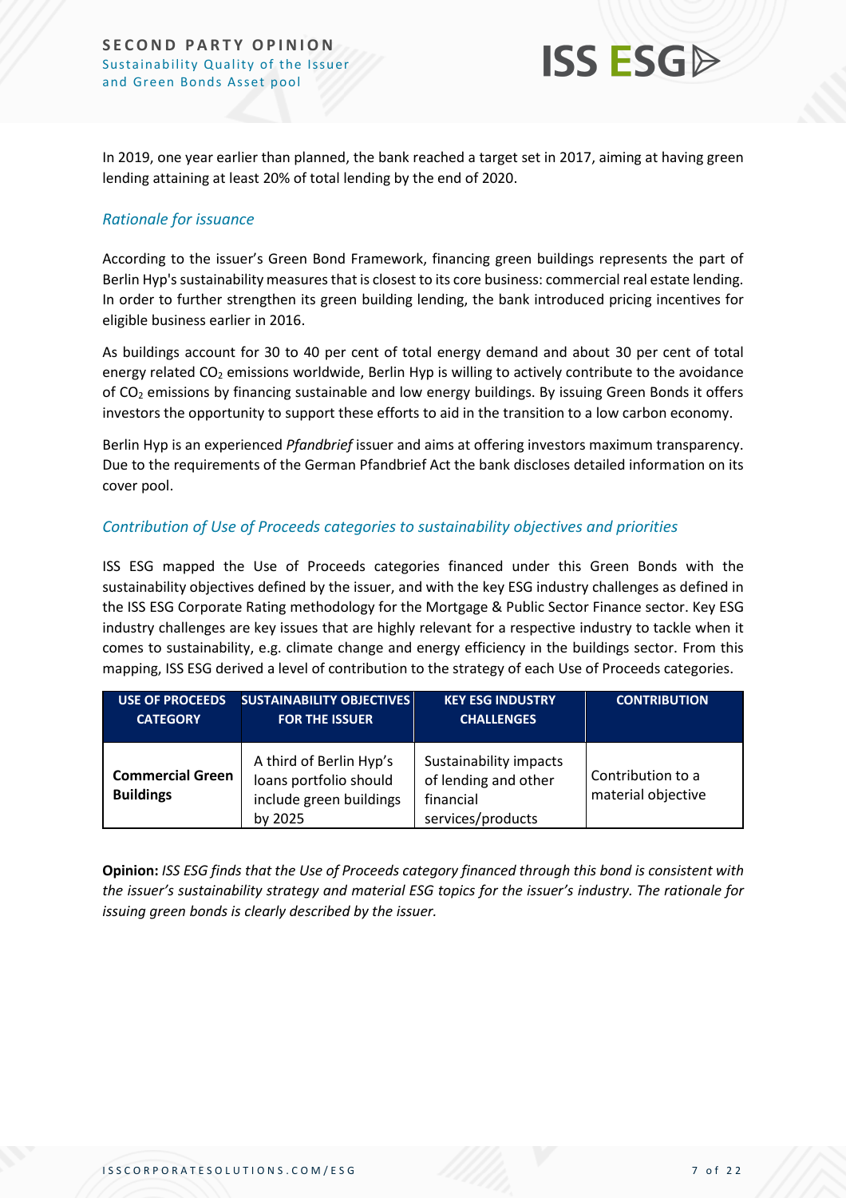In 2019, one year earlier than planned, the bank reached a target set in 2017, aiming at having green lending attaining at least 20% of total lending by the end of 2020.

### *Rationale for issuance*

According to the issuer's Green Bond Framework, financing green buildings represents the part of Berlin Hyp's sustainability measures that is closest to its core business: commercial real estate lending. In order to further strengthen its green building lending, the bank introduced pricing incentives for eligible business earlier in 2016.

As buildings account for 30 to 40 per cent of total energy demand and about 30 per cent of total energy related $CO_2$ emissions worldwide, Berlin Hyp is willing to actively contribute to the avoidance of $CO_2$ emissions by financing sustainable and low energy buildings. By issuing Green Bonds it offers investors the opportunity to support these efforts to aid in the transition to a low carbon economy.

Berlin Hyp is an experienced *Pfandbrief* issuer and aims at offering investors maximum transparency. Due to the requirements of the German Pfandbrief Act the bank discloses detailed information on its cover pool.

### *Contribution of Use of Proceeds categories to sustainability objectives and priorities*

ISS ESG mapped the Use of Proceeds categories financed under this Green Bonds with the sustainability objectives defined by the issuer, and with the key ESG industry challenges as defined in the ISS ESG Corporate Rating methodology for the Mortgage & Public Sector Finance sector. Key ESG industry challenges are key issues that are highly relevant for a respective industry to tackle when it comes to sustainability, e.g. climate change and energy efficiency in the buildings sector. From this mapping, ISS ESG derived a level of contribution to the strategy of each Use of Proceeds categories.

| USE OF PROCEEDS CATEGORY | SUSTAINABILITY OBJECTIVES FOR THE ISSUER | KEY ESG INDUSTRY CHALLENGES | CONTRIBUTION |
|---|---|---|---|
| **Commercial Green Buildings** | A third of Berlin Hyp's loans portfolio should include green buildings by 2025 | Sustainability impacts of lending and other financial services/products | Contribution to a material objective |

**Opinion:** *ISS ESG finds that the Use of Proceeds category financed through this bond is consistent with the issuer's sustainability strategy and material ESG topics for the issuer's industry. The rationale for issuing green bonds is clearly described by the issuer.*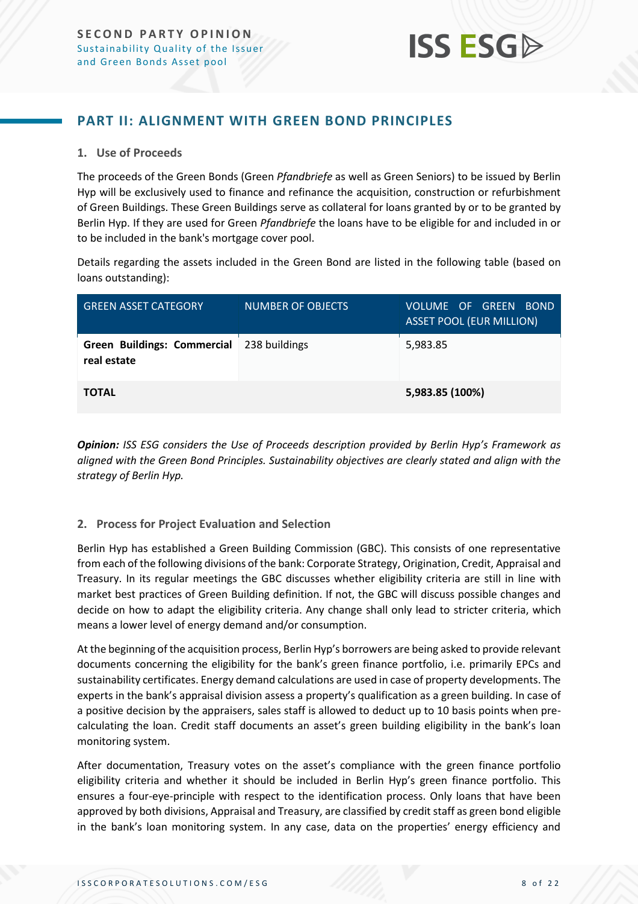## PART II: ALIGNMENT WITH GREEN BOND PRINCIPLES

### 1. Use of Proceeds

The proceeds of the Green Bonds (Green *Pfandbriefe* as well as Green Seniors) to be issued by Berlin Hyp will be exclusively used to finance and refinance the acquisition, construction or refurbishment of Green Buildings. These Green Buildings serve as collateral for loans granted by or to be granted by Berlin Hyp. If they are used for Green *Pfandbriefe* the loans have to be eligible for and included in or to be included in the bank's mortgage cover pool.

Details regarding the assets included in the Green Bond are listed in the following table (based on loans outstanding):

| GREEN ASSET CATEGORY | NUMBER OF OBJECTS | VOLUME OF GREEN BOND ASSET POOL (EUR MILLION) |
| --- | --- | --- |
| **Green Buildings: Commercial real estate** | 238 buildings | 5,983.85 |
| **TOTAL** | | **5,983.85 (100%)** |

***Opinion:*** *ISS ESG considers the Use of Proceeds description provided by Berlin Hyp's Framework as aligned with the Green Bond Principles. Sustainability objectives are clearly stated and align with the strategy of Berlin Hyp.*

### 2. Process for Project Evaluation and Selection

Berlin Hyp has established a Green Building Commission (GBC). This consists of one representative from each of the following divisions of the bank: Corporate Strategy, Origination, Credit, Appraisal and Treasury. In its regular meetings the GBC discusses whether eligibility criteria are still in line with market best practices of Green Building definition. If not, the GBC will discuss possible changes and decide on how to adapt the eligibility criteria. Any change shall only lead to stricter criteria, which means a lower level of energy demand and/or consumption.

At the beginning of the acquisition process, Berlin Hyp's borrowers are being asked to provide relevant documents concerning the eligibility for the bank's green finance portfolio, i.e. primarily EPCs and sustainability certificates. Energy demand calculations are used in case of property developments. The experts in the bank's appraisal division assess a property's qualification as a green building. In case of a positive decision by the appraisers, sales staff is allowed to deduct up to 10 basis points when pre-calculating the loan. Credit staff documents an asset's green building eligibility in the bank's loan monitoring system.

After documentation, Treasury votes on the asset's compliance with the green finance portfolio eligibility criteria and whether it should be included in Berlin Hyp's green finance portfolio. This ensures a four-eye-principle with respect to the identification process. Only loans that have been approved by both divisions, Appraisal and Treasury, are classified by credit staff as green bond eligible in the bank's loan monitoring system. In any case, data on the properties' energy efficiency and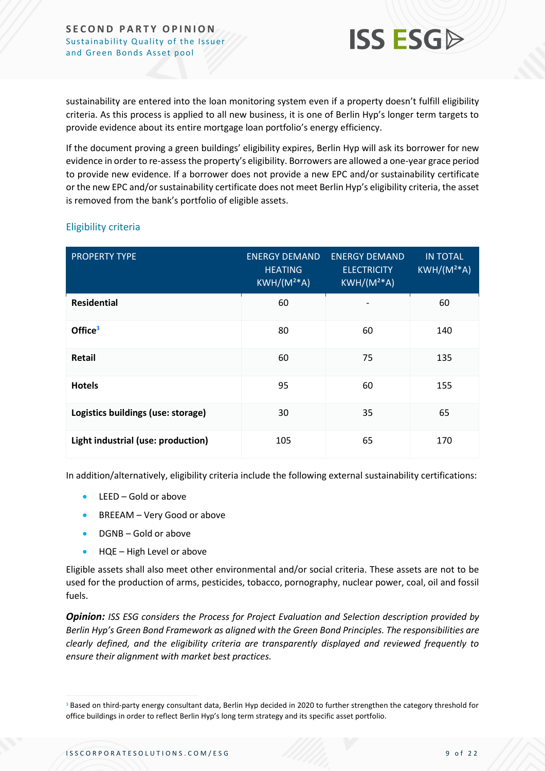sustainability are entered into the loan monitoring system even if a property doesn't fulfill eligibility criteria. As this process is applied to all new business, it is one of Berlin Hyp's longer term targets to provide evidence about its entire mortgage loan portfolio's energy efficiency.

If the document proving a green buildings' eligibility expires, Berlin Hyp will ask its borrower for new evidence in order to re-assess the property's eligibility. Borrowers are allowed a one-year grace period to provide new evidence. If a borrower does not provide a new EPC and/or sustainability certificate or the new EPC and/or sustainability certificate does not meet Berlin Hyp's eligibility criteria, the asset is removed from the bank's portfolio of eligible assets.

### Eligibility criteria

| PROPERTY TYPE | ENERGY DEMAND HEATING KWH/(M²*A) | ENERGY DEMAND ELECTRICITY KWH/(M²*A) | IN TOTAL KWH/(M²*A) |
|---|---|---|---|
| **Residential** | 60 | - | 60 |
| **Office**[3] | 80 | 60 | 140 |
| **Retail** | 60 | 75 | 135 |
| **Hotels** | 95 | 60 | 155 |
| **Logistics buildings (use: storage)** | 30 | 35 | 65 |
| **Light industrial (use: production)** | 105 | 65 | 170 |

In addition/alternatively, eligibility criteria include the following external sustainability certifications:

- LEED – Gold or above
- BREEAM – Very Good or above
- DGNB – Gold or above
- HQE – High Level or above

Eligible assets shall also meet other environmental and/or social criteria. These assets are not to be used for the production of arms, pesticides, tobacco, pornography, nuclear power, coal, oil and fossil fuels.

***Opinion:*** *ISS ESG considers the Process for Project Evaluation and Selection description provided by Berlin Hyp's Green Bond Framework as aligned with the Green Bond Principles. The responsibilities are clearly defined, and the eligibility criteria are transparently displayed and reviewed frequently to ensure their alignment with market best practices.*

[3] Based on third-party energy consultant data, Berlin Hyp decided in 2020 to further strengthen the category threshold for office buildings in order to reflect Berlin Hyp's long term strategy and its specific asset portfolio.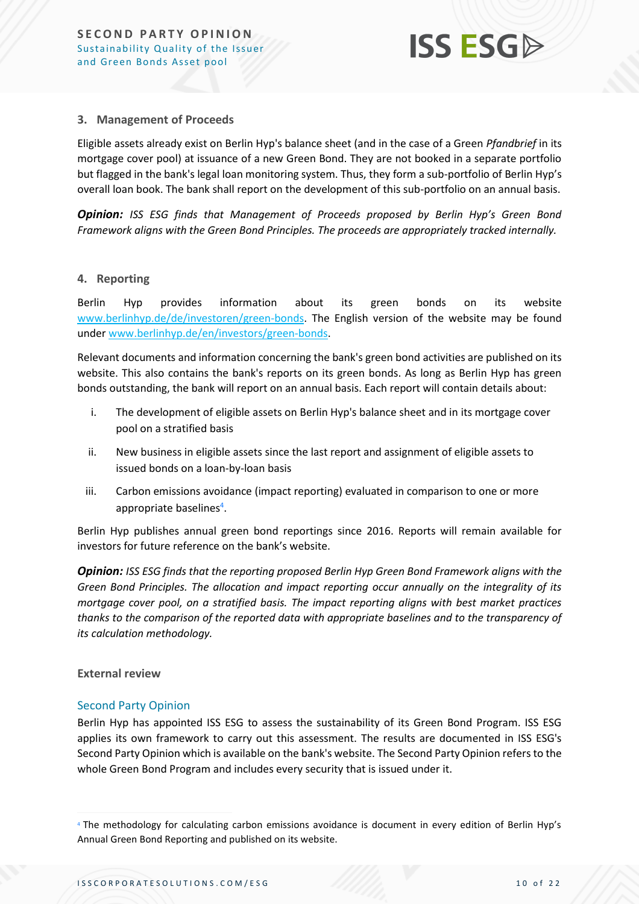### 3. Management of Proceeds

Eligible assets already exist on Berlin Hyp's balance sheet (and in the case of a Green *Pfandbrief* in its mortgage cover pool) at issuance of a new Green Bond. They are not booked in a separate portfolio but flagged in the bank's legal loan monitoring system. Thus, they form a sub-portfolio of Berlin Hyp's overall loan book. The bank shall report on the development of this sub-portfolio on an annual basis.

***Opinion:*** *ISS ESG finds that Management of Proceeds proposed by Berlin Hyp's Green Bond Framework aligns with the Green Bond Principles. The proceeds are appropriately tracked internally.*

### 4. Reporting

Berlin Hyp provides information about its green bonds on its website www.berlinhyp.de/de/investoren/green-bonds. The English version of the website may be found under www.berlinhyp.de/en/investors/green-bonds.

Relevant documents and information concerning the bank's green bond activities are published on its website. This also contains the bank's reports on its green bonds. As long as Berlin Hyp has green bonds outstanding, the bank will report on an annual basis. Each report will contain details about:

i. The development of eligible assets on Berlin Hyp's balance sheet and in its mortgage cover pool on a stratified basis
ii. New business in eligible assets since the last report and assignment of eligible assets to issued bonds on a loan-by-loan basis
iii. Carbon emissions avoidance (impact reporting) evaluated in comparison to one or more appropriate baselines[4].

Berlin Hyp publishes annual green bond reportings since 2016. Reports will remain available for investors for future reference on the bank's website.

***Opinion:*** *ISS ESG finds that the reporting proposed Berlin Hyp Green Bond Framework aligns with the Green Bond Principles. The allocation and impact reporting occur annually on the integrality of its mortgage cover pool, on a stratified basis. The impact reporting aligns with best market practices thanks to the comparison of the reported data with appropriate baselines and to the transparency of its calculation methodology.*

**External review**

#### Second Party Opinion

Berlin Hyp has appointed ISS ESG to assess the sustainability of its Green Bond Program. ISS ESG applies its own framework to carry out this assessment. The results are documented in ISS ESG's Second Party Opinion which is available on the bank's website. The Second Party Opinion refers to the whole Green Bond Program and includes every security that is issued under it.

---

[4] The methodology for calculating carbon emissions avoidance is document in every edition of Berlin Hyp's Annual Green Bond Reporting and published on its website.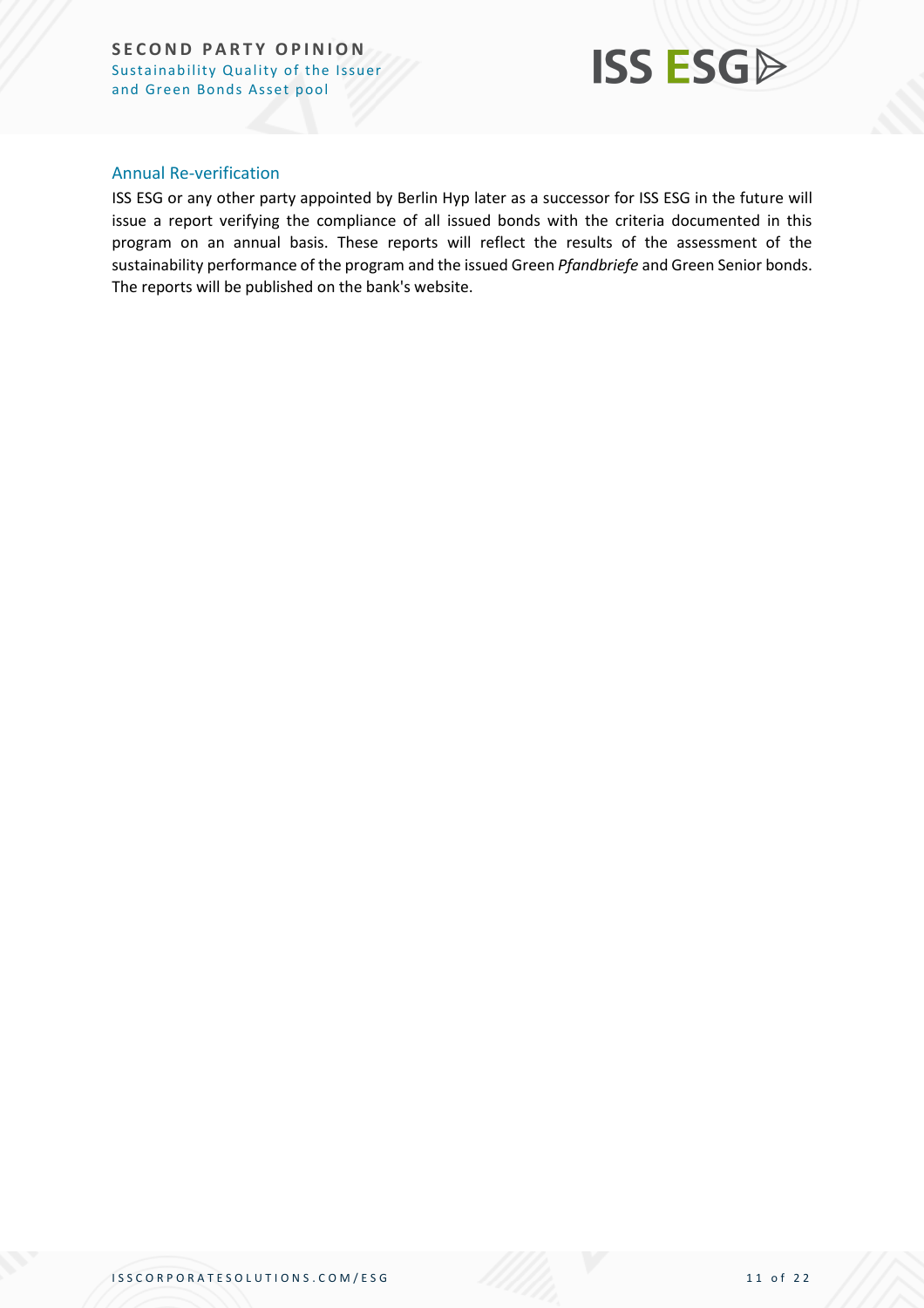### Annual Re-verification

ISS ESG or any other party appointed by Berlin Hyp later as a successor for ISS ESG in the future will issue a report verifying the compliance of all issued bonds with the criteria documented in this program on an annual basis. These reports will reflect the results of the assessment of the sustainability performance of the program and the issued Green *Pfandbriefe* and Green Senior bonds. The reports will be published on the bank's website.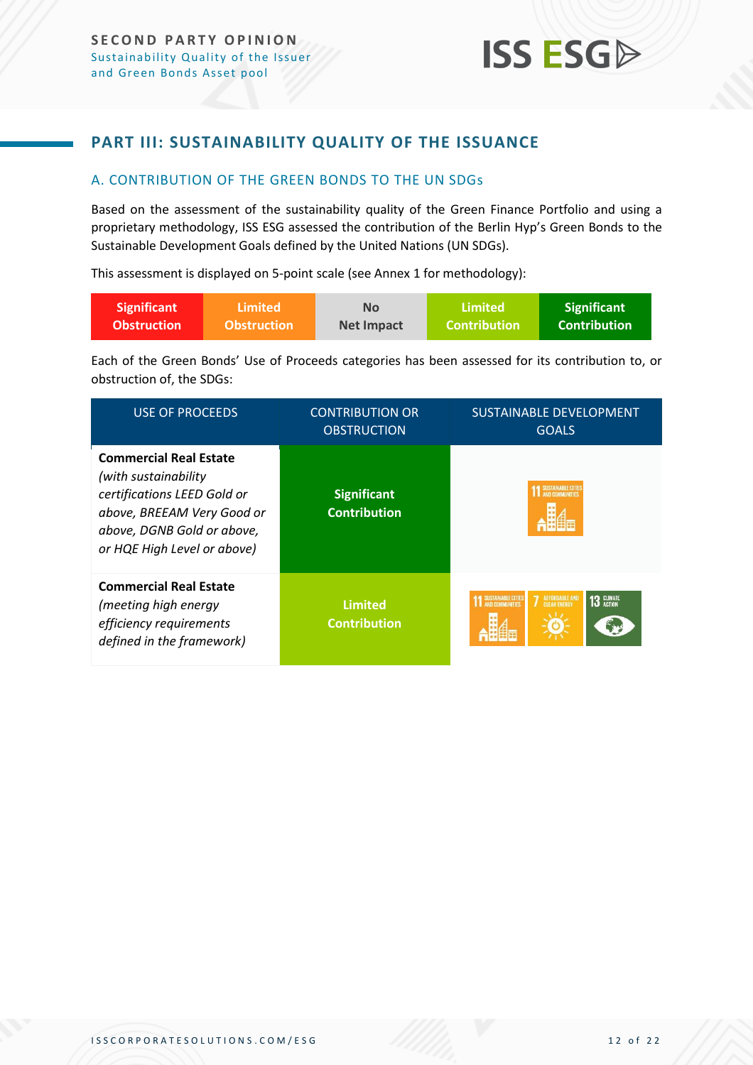## PART III: SUSTAINABILITY QUALITY OF THE ISSUANCE

### A. CONTRIBUTION OF THE GREEN BONDS TO THE UN SDGs

Based on the assessment of the sustainability quality of the Green Finance Portfolio and using a proprietary methodology, ISS ESG assessed the contribution of the Berlin Hyp's Green Bonds to the Sustainable Development Goals defined by the United Nations (UN SDGs).

This assessment is displayed on 5-point scale (see Annex 1 for methodology):

| Significant Obstruction | Limited Obstruction | No Net Impact | Limited Contribution | Significant Contribution |
|---|---|---|---|---|

Each of the Green Bonds' Use of Proceeds categories has been assessed for its contribution to, or obstruction of, the SDGs:

| USE OF PROCEEDS | CONTRIBUTION OR OBSTRUCTION | SUSTAINABLE DEVELOPMENT GOALS |
|---|---|---|
| **Commercial Real Estate** *(with sustainability certifications LEED Gold or above, BREEAM Very Good or above, DGNB Gold or above, or HQE High Level or above)* | **Significant Contribution** | 11 Sustainable Cities and Communities |
| **Commercial Real Estate** *(meeting high energy efficiency requirements defined in the framework)* | **Limited Contribution** | 11 Sustainable Cities and Communities; 7 Affordable and Clean Energy; 13 Climate Action |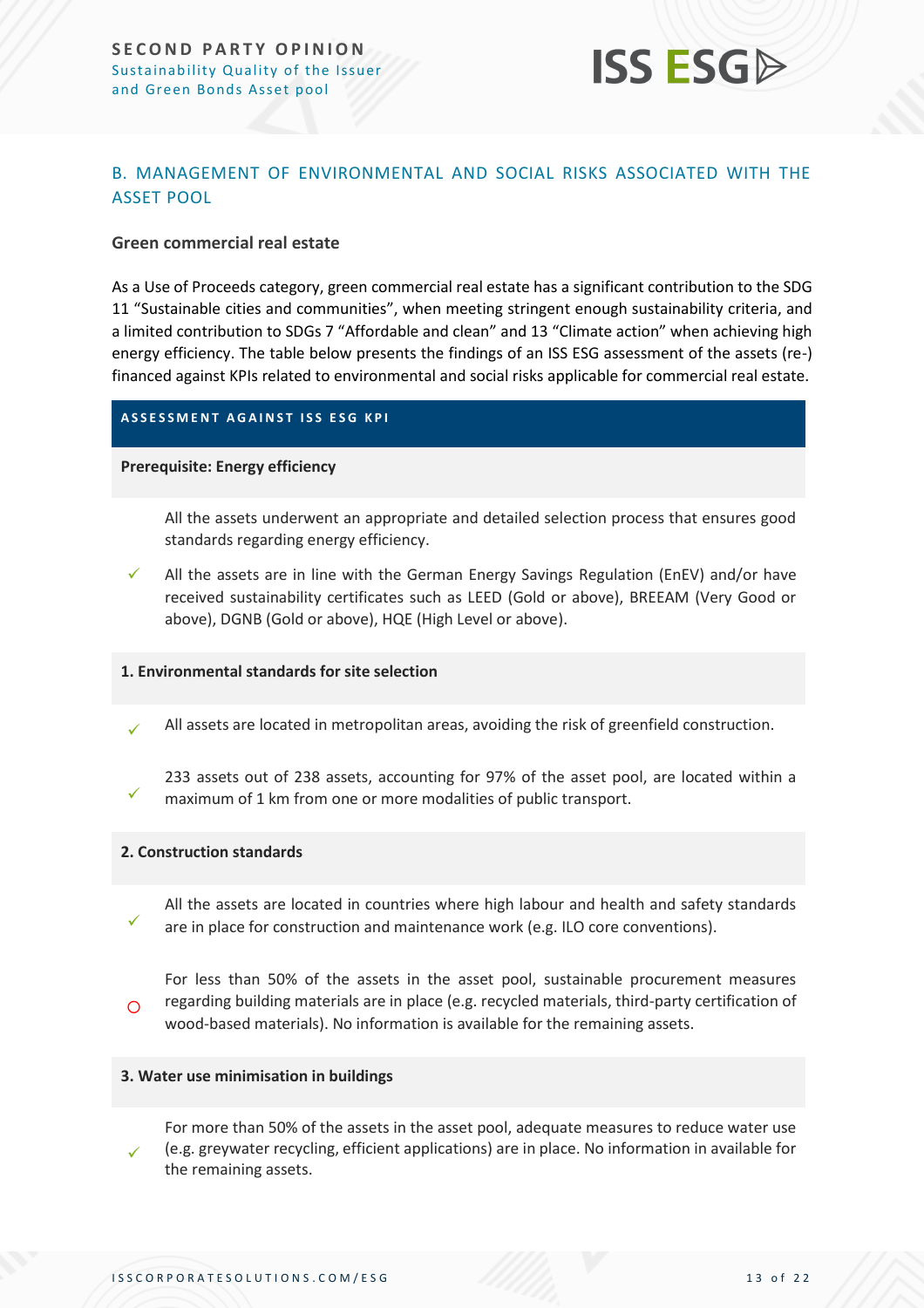## B. MANAGEMENT OF ENVIRONMENTAL AND SOCIAL RISKS ASSOCIATED WITH THE ASSET POOL

**Green commercial real estate**

As a Use of Proceeds category, green commercial real estate has a significant contribution to the SDG 11 “Sustainable cities and communities”, when meeting stringent enough sustainability criteria, and a limited contribution to SDGs 7 “Affordable and clean” and 13 “Climate action” when achieving high energy efficiency. The table below presents the findings of an ISS ESG assessment of the assets (re-) financed against KPIs related to environmental and social risks applicable for commercial real estate.

| ASSESSMENT AGAINST ISS ESG KPI | |
|---|---|
| **Prerequisite: Energy efficiency** | |
| | All the assets underwent an appropriate and detailed selection process that ensures good standards regarding energy efficiency. |
| ✓ | All the assets are in line with the German Energy Savings Regulation (EnEV) and/or have received sustainability certificates such as LEED (Gold or above), BREEAM (Very Good or above), DGNB (Gold or above), HQE (High Level or above). |
| **1. Environmental standards for site selection** | |
| ✓ | All assets are located in metropolitan areas, avoiding the risk of greenfield construction. |
| ✓ | 233 assets out of 238 assets, accounting for 97% of the asset pool, are located within a maximum of 1 km from one or more modalities of public transport. |
| **2. Construction standards** | |
| ✓ | All the assets are located in countries where high labour and health and safety standards are in place for construction and maintenance work (e.g. ILO core conventions). |
| ○ | For less than 50% of the assets in the asset pool, sustainable procurement measures regarding building materials are in place (e.g. recycled materials, third-party certification of wood-based materials). No information is available for the remaining assets. |
| **3. Water use minimisation in buildings** | |
| ✓ | For more than 50% of the assets in the asset pool, adequate measures to reduce water use (e.g. greywater recycling, efficient applications) are in place. No information in available for the remaining assets. |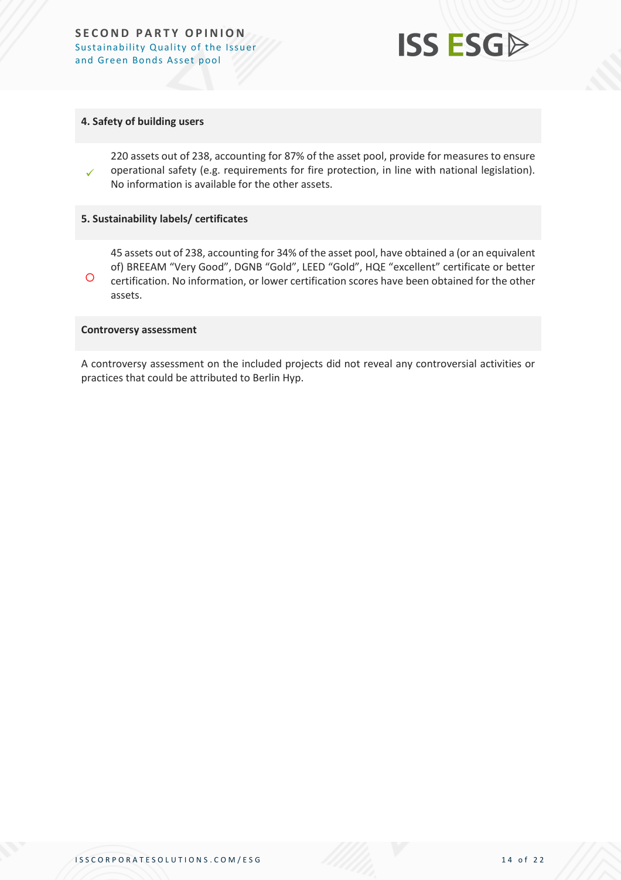#### 4. Safety of building users

✓ 220 assets out of 238, accounting for 87% of the asset pool, provide for measures to ensure operational safety (e.g. requirements for fire protection, in line with national legislation). No information is available for the other assets.

#### 5. Sustainability labels/ certificates

○ 45 assets out of 238, accounting for 34% of the asset pool, have obtained a (or an equivalent of) BREEAM "Very Good", DGNB "Gold", LEED "Gold", HQE "excellent" certificate or better certification. No information, or lower certification scores have been obtained for the other assets.

#### Controversy assessment

A controversy assessment on the included projects did not reveal any controversial activities or practices that could be attributed to Berlin Hyp.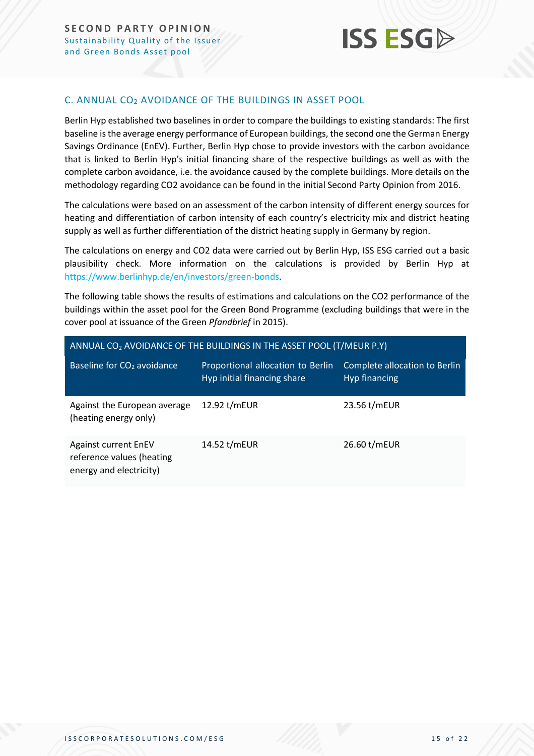## C. ANNUAL $CO_2$ AVOIDANCE OF THE BUILDINGS IN ASSET POOL

Berlin Hyp established two baselines in order to compare the buildings to existing standards: The first baseline is the average energy performance of European buildings, the second one the German Energy Savings Ordinance (EnEV). Further, Berlin Hyp chose to provide investors with the carbon avoidance that is linked to Berlin Hyp's initial financing share of the respective buildings as well as with the complete carbon avoidance, i.e. the avoidance caused by the complete buildings. More details on the methodology regarding CO2 avoidance can be found in the initial Second Party Opinion from 2016.

The calculations were based on an assessment of the carbon intensity of different energy sources for heating and differentiation of carbon intensity of each country's electricity mix and district heating supply as well as further differentiation of the district heating supply in Germany by region.

The calculations on energy and CO2 data were carried out by Berlin Hyp, ISS ESG carried out a basic plausibility check. More information on the calculations is provided by Berlin Hyp at https://www.berlinhyp.de/en/investors/green-bonds.

The following table shows the results of estimations and calculations on the CO2 performance of the buildings within the asset pool for the Green Bond Programme (excluding buildings that were in the cover pool at issuance of the Green *Pfandbrief* in 2015).

| ANNUAL $CO_2$ AVOIDANCE OF THE BUILDINGS IN THE ASSET POOL (T/MEUR P.Y) | | |
|---|---|---|
| Baseline for $CO_2$ avoidance | Proportional allocation to Berlin Hyp initial financing share | Complete allocation to Berlin Hyp financing |
| Against the European average (heating energy only) | 12.92 t/mEUR | 23.56 t/mEUR |
| Against current EnEV reference values (heating energy and electricity) | 14.52 t/mEUR | 26.60 t/mEUR |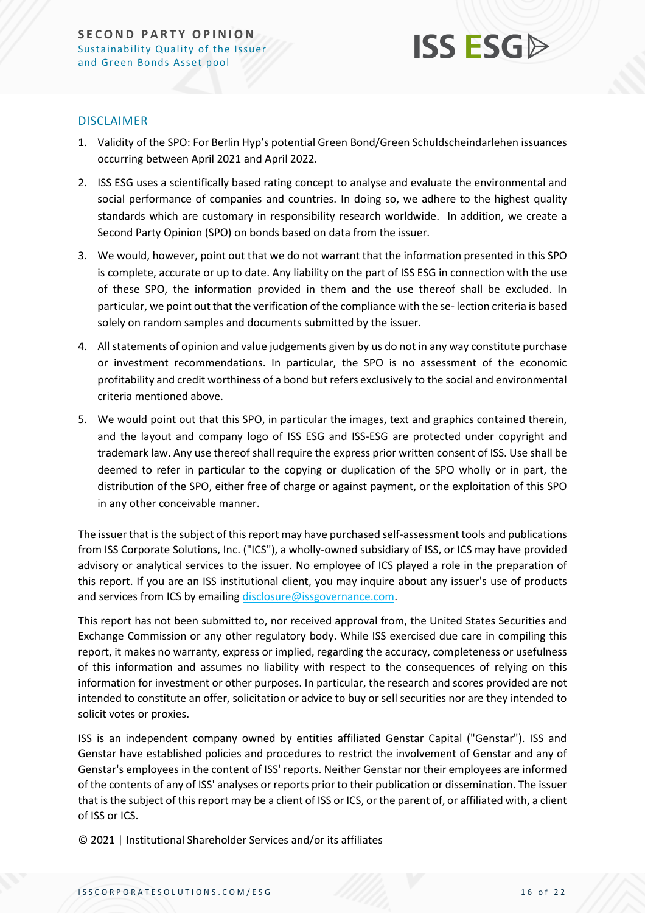## DISCLAIMER

1. Validity of the SPO: For Berlin Hyp's potential Green Bond/Green Schuldscheindarlehen issuances occurring between April 2021 and April 2022.
2. ISS ESG uses a scientifically based rating concept to analyse and evaluate the environmental and social performance of companies and countries. In doing so, we adhere to the highest quality standards which are customary in responsibility research worldwide. In addition, we create a Second Party Opinion (SPO) on bonds based on data from the issuer.
3. We would, however, point out that we do not warrant that the information presented in this SPO is complete, accurate or up to date. Any liability on the part of ISS ESG in connection with the use of these SPO, the information provided in them and the use thereof shall be excluded. In particular, we point out that the verification of the compliance with the se- lection criteria is based solely on random samples and documents submitted by the issuer.
4. All statements of opinion and value judgements given by us do not in any way constitute purchase or investment recommendations. In particular, the SPO is no assessment of the economic profitability and credit worthiness of a bond but refers exclusively to the social and environmental criteria mentioned above.
5. We would point out that this SPO, in particular the images, text and graphics contained therein, and the layout and company logo of ISS ESG and ISS-ESG are protected under copyright and trademark law. Any use thereof shall require the express prior written consent of ISS. Use shall be deemed to refer in particular to the copying or duplication of the SPO wholly or in part, the distribution of the SPO, either free of charge or against payment, or the exploitation of this SPO in any other conceivable manner.

The issuer that is the subject of this report may have purchased self-assessment tools and publications from ISS Corporate Solutions, Inc. ("ICS"), a wholly-owned subsidiary of ISS, or ICS may have provided advisory or analytical services to the issuer. No employee of ICS played a role in the preparation of this report. If you are an ISS institutional client, you may inquire about any issuer's use of products and services from ICS by emailing disclosure@issgovernance.com.

This report has not been submitted to, nor received approval from, the United States Securities and Exchange Commission or any other regulatory body. While ISS exercised due care in compiling this report, it makes no warranty, express or implied, regarding the accuracy, completeness or usefulness of this information and assumes no liability with respect to the consequences of relying on this information for investment or other purposes. In particular, the research and scores provided are not intended to constitute an offer, solicitation or advice to buy or sell securities nor are they intended to solicit votes or proxies.

ISS is an independent company owned by entities affiliated Genstar Capital ("Genstar"). ISS and Genstar have established policies and procedures to restrict the involvement of Genstar and any of Genstar's employees in the content of ISS' reports. Neither Genstar nor their employees are informed of the contents of any of ISS' analyses or reports prior to their publication or dissemination. The issuer that is the subject of this report may be a client of ISS or ICS, or the parent of, or affiliated with, a client of ISS or ICS.

© 2021 | Institutional Shareholder Services and/or its affiliates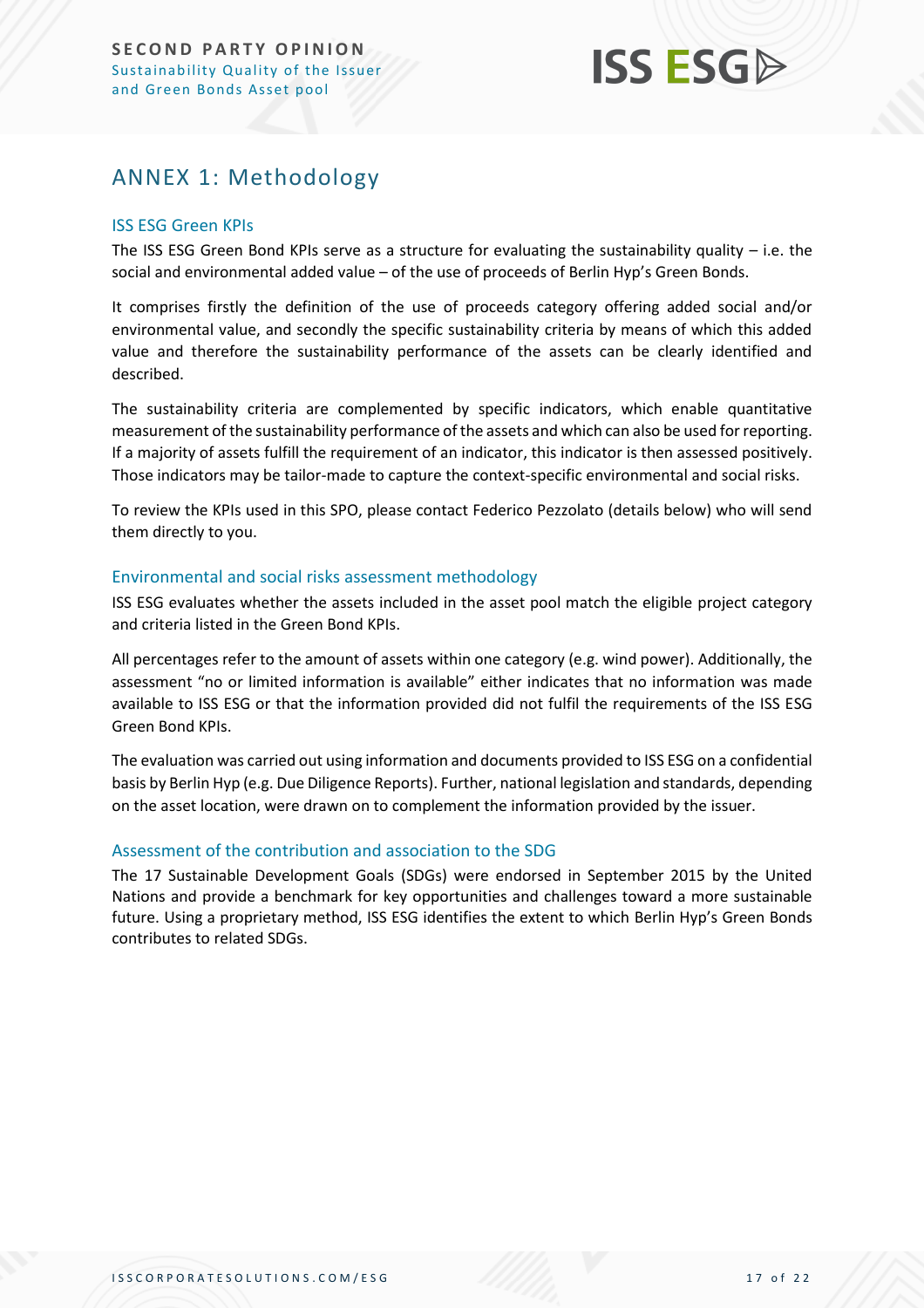## ANNEX 1: Methodology

### ISS ESG Green KPIs

The ISS ESG Green Bond KPIs serve as a structure for evaluating the sustainability quality – i.e. the social and environmental added value – of the use of proceeds of Berlin Hyp's Green Bonds.

It comprises firstly the definition of the use of proceeds category offering added social and/or environmental value, and secondly the specific sustainability criteria by means of which this added value and therefore the sustainability performance of the assets can be clearly identified and described.

The sustainability criteria are complemented by specific indicators, which enable quantitative measurement of the sustainability performance of the assets and which can also be used for reporting. If a majority of assets fulfill the requirement of an indicator, this indicator is then assessed positively. Those indicators may be tailor-made to capture the context-specific environmental and social risks.

To review the KPIs used in this SPO, please contact Federico Pezzolato (details below) who will send them directly to you.

### Environmental and social risks assessment methodology

ISS ESG evaluates whether the assets included in the asset pool match the eligible project category and criteria listed in the Green Bond KPIs.

All percentages refer to the amount of assets within one category (e.g. wind power). Additionally, the assessment "no or limited information is available" either indicates that no information was made available to ISS ESG or that the information provided did not fulfil the requirements of the ISS ESG Green Bond KPIs.

The evaluation was carried out using information and documents provided to ISS ESG on a confidential basis by Berlin Hyp (e.g. Due Diligence Reports). Further, national legislation and standards, depending on the asset location, were drawn on to complement the information provided by the issuer.

### Assessment of the contribution and association to the SDG

The 17 Sustainable Development Goals (SDGs) were endorsed in September 2015 by the United Nations and provide a benchmark for key opportunities and challenges toward a more sustainable future. Using a proprietary method, ISS ESG identifies the extent to which Berlin Hyp's Green Bonds contributes to related SDGs.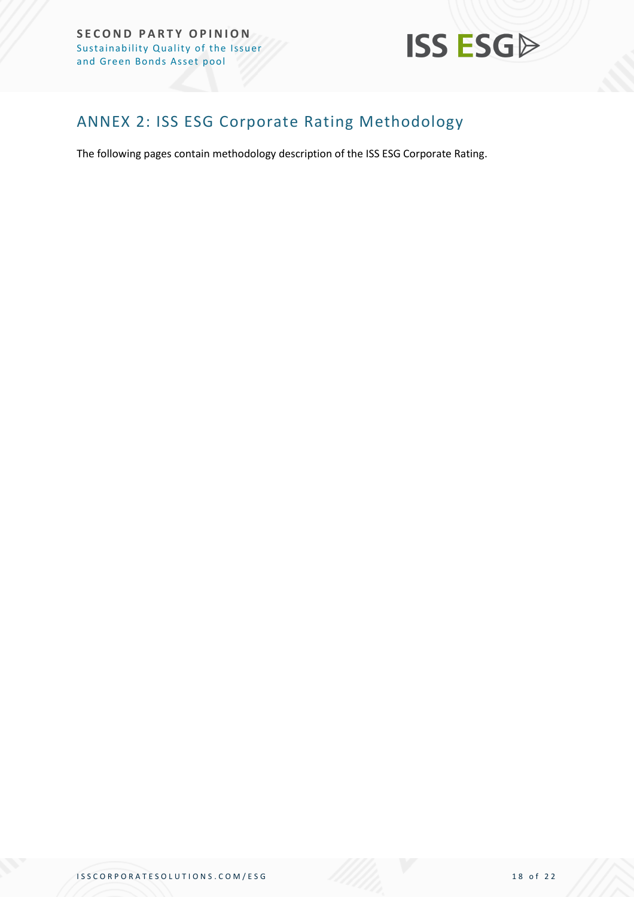## ANNEX 2: ISS ESG Corporate Rating Methodology

The following pages contain methodology description of the ISS ESG Corporate Rating.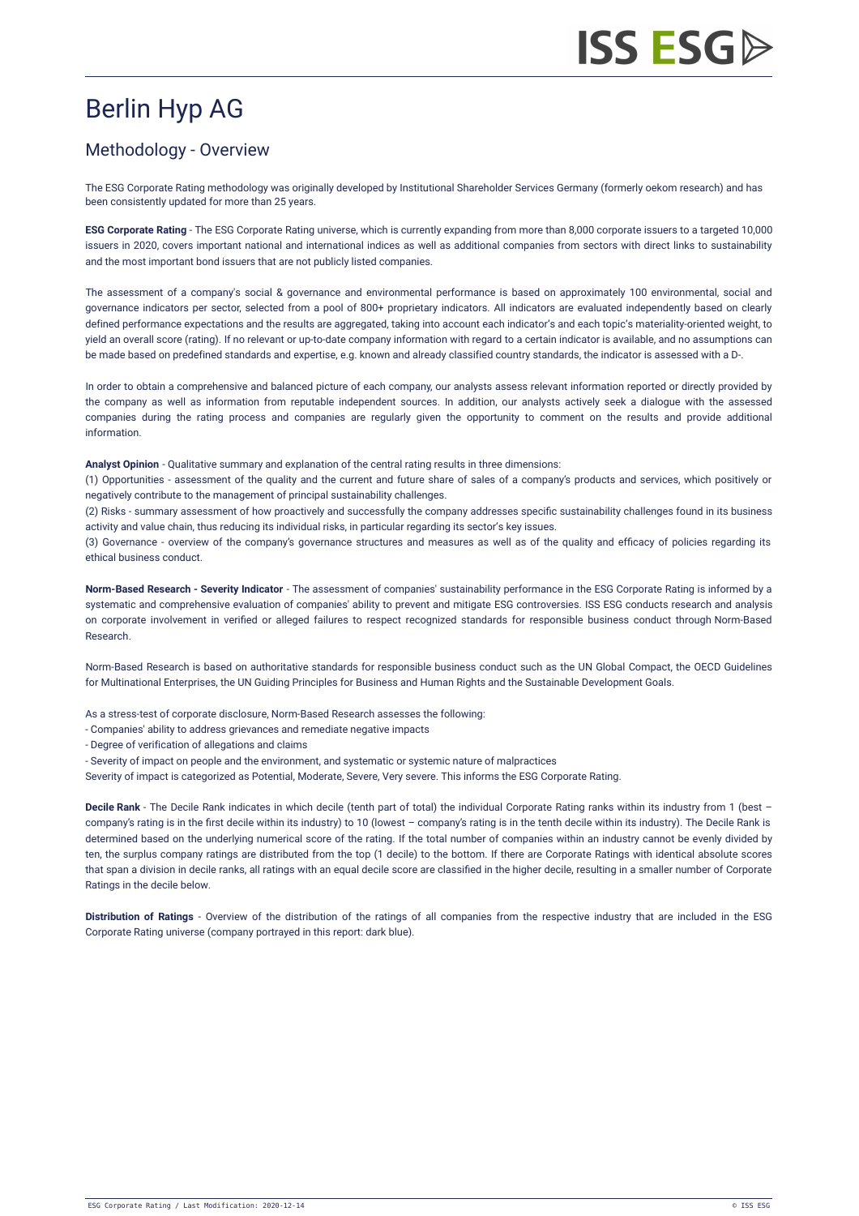# Berlin Hyp AG

## Methodology - Overview

The ESG Corporate Rating methodology was originally developed by Institutional Shareholder Services Germany (formerly oekom research) and has been consistently updated for more than 25 years.

**ESG Corporate Rating** - The ESG Corporate Rating universe, which is currently expanding from more than 8,000 corporate issuers to a targeted 10,000 issuers in 2020, covers important national and international indices as well as additional companies from sectors with direct links to sustainability and the most important bond issuers that are not publicly listed companies.

The assessment of a company's social & governance and environmental performance is based on approximately 100 environmental, social and governance indicators per sector, selected from a pool of 800+ proprietary indicators. All indicators are evaluated independently based on clearly defined performance expectations and the results are aggregated, taking into account each indicator's and each topic's materiality-oriented weight, to yield an overall score (rating). If no relevant or up-to-date company information with regard to a certain indicator is available, and no assumptions can be made based on predefined standards and expertise, e.g. known and already classified country standards, the indicator is assessed with a D-.

In order to obtain a comprehensive and balanced picture of each company, our analysts assess relevant information reported or directly provided by the company as well as information from reputable independent sources. In addition, our analysts actively seek a dialogue with the assessed companies during the rating process and companies are regularly given the opportunity to comment on the results and provide additional information.

**Analyst Opinion** - Qualitative summary and explanation of the central rating results in three dimensions:
(1) Opportunities - assessment of the quality and the current and future share of sales of a company's products and services, which positively or negatively contribute to the management of principal sustainability challenges.
(2) Risks - summary assessment of how proactively and successfully the company addresses specific sustainability challenges found in its business activity and value chain, thus reducing its individual risks, in particular regarding its sector's key issues.
(3) Governance - overview of the company's governance structures and measures as well as of the quality and efficacy of policies regarding its ethical business conduct.

**Norm-Based Research - Severity Indicator** - The assessment of companies' sustainability performance in the ESG Corporate Rating is informed by a systematic and comprehensive evaluation of companies' ability to prevent and mitigate ESG controversies. ISS ESG conducts research and analysis on corporate involvement in verified or alleged failures to respect recognized standards for responsible business conduct through Norm-Based Research.

Norm-Based Research is based on authoritative standards for responsible business conduct such as the UN Global Compact, the OECD Guidelines for Multinational Enterprises, the UN Guiding Principles for Business and Human Rights and the Sustainable Development Goals.

As a stress-test of corporate disclosure, Norm-Based Research assesses the following:
- Companies' ability to address grievances and remediate negative impacts
- Degree of verification of allegations and claims
- Severity of impact on people and the environment, and systematic or systemic nature of malpractices

Severity of impact is categorized as Potential, Moderate, Severe, Very severe. This informs the ESG Corporate Rating.

**Decile Rank** - The Decile Rank indicates in which decile (tenth part of total) the individual Corporate Rating ranks within its industry from 1 (best – company's rating is in the first decile within its industry) to 10 (lowest – company's rating is in the tenth decile within its industry). The Decile Rank is determined based on the underlying numerical score of the rating. If the total number of companies within an industry cannot be evenly divided by ten, the surplus company ratings are distributed from the top (1 decile) to the bottom. If there are Corporate Ratings with identical absolute scores that span a division in decile ranks, all ratings with an equal decile score are classified in the higher decile, resulting in a smaller number of Corporate Ratings in the decile below.

**Distribution of Ratings** - Overview of the distribution of the ratings of all companies from the respective industry that are included in the ESG Corporate Rating universe (company portrayed in this report: dark blue).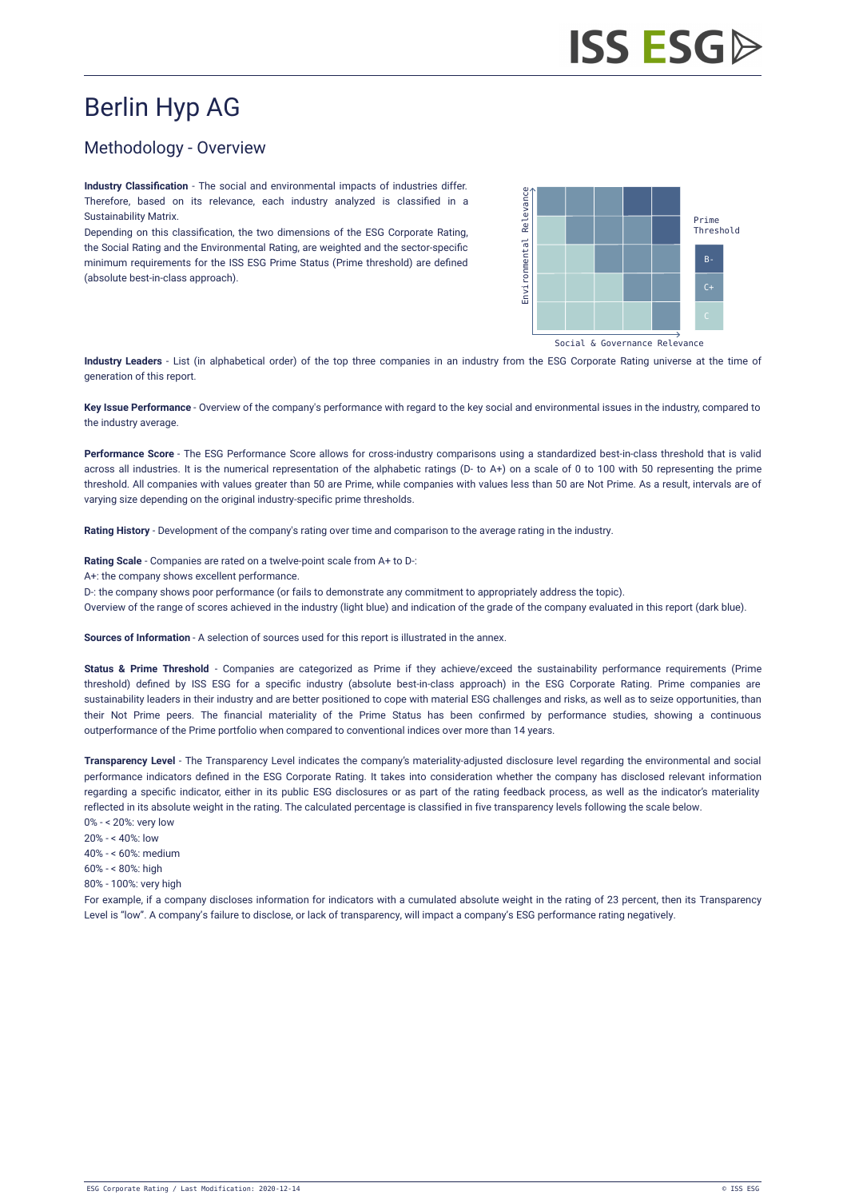# Berlin Hyp AG

## Methodology - Overview

**Industry Classification** - The social and environmental impacts of industries differ. Therefore, based on its relevance, each industry analyzed is classified in a Sustainability Matrix.

Depending on this classification, the two dimensions of the ESG Corporate Rating, the Social Rating and the Environmental Rating, are weighted and the sector-specific minimum requirements for the ISS ESG Prime Status (Prime threshold) are defined (absolute best-in-class approach).

Environmental Relevance

Prime Threshold

B-

C+

C

Social & Governance Relevance

**Industry Leaders** - List (in alphabetical order) of the top three companies in an industry from the ESG Corporate Rating universe at the time of generation of this report.

**Key Issue Performance** - Overview of the company's performance with regard to the key social and environmental issues in the industry, compared to the industry average.

**Performance Score** - The ESG Performance Score allows for cross-industry comparisons using a standardized best-in-class threshold that is valid across all industries. It is the numerical representation of the alphabetic ratings (D- to A+) on a scale of 0 to 100 with 50 representing the prime threshold. All companies with values greater than 50 are Prime, while companies with values less than 50 are Not Prime. As a result, intervals are of varying size depending on the original industry-specific prime thresholds.

**Rating History** - Development of the company's rating over time and comparison to the average rating in the industry.

**Rating Scale** - Companies are rated on a twelve-point scale from A+ to D-:

A+: the company shows excellent performance.

D-: the company shows poor performance (or fails to demonstrate any commitment to appropriately address the topic).

Overview of the range of scores achieved in the industry (light blue) and indication of the grade of the company evaluated in this report (dark blue).

**Sources of Information** - A selection of sources used for this report is illustrated in the annex.

**Status & Prime Threshold** - Companies are categorized as Prime if they achieve/exceed the sustainability performance requirements (Prime threshold) defined by ISS ESG for a specific industry (absolute best-in-class approach) in the ESG Corporate Rating. Prime companies are sustainability leaders in their industry and are better positioned to cope with material ESG challenges and risks, as well as to seize opportunities, than their Not Prime peers. The financial materiality of the Prime Status has been confirmed by performance studies, showing a continuous outperformance of the Prime portfolio when compared to conventional indices over more than 14 years.

**Transparency Level** - The Transparency Level indicates the company's materiality-adjusted disclosure level regarding the environmental and social performance indicators defined in the ESG Corporate Rating. It takes into consideration whether the company has disclosed relevant information regarding a specific indicator, either in its public ESG disclosures or as part of the rating feedback process, as well as the indicator's materiality reflected in its absolute weight in the rating. The calculated percentage is classified in five transparency levels following the scale below.

0% - < 20%: very low

20% - < 40%: low

40% - < 60%: medium

60% - < 80%: high

80% - 100%: very high

For example, if a company discloses information for indicators with a cumulated absolute weight in the rating of 23 percent, then its Transparency Level is "low". A company's failure to disclose, or lack of transparency, will impact a company's ESG performance rating negatively.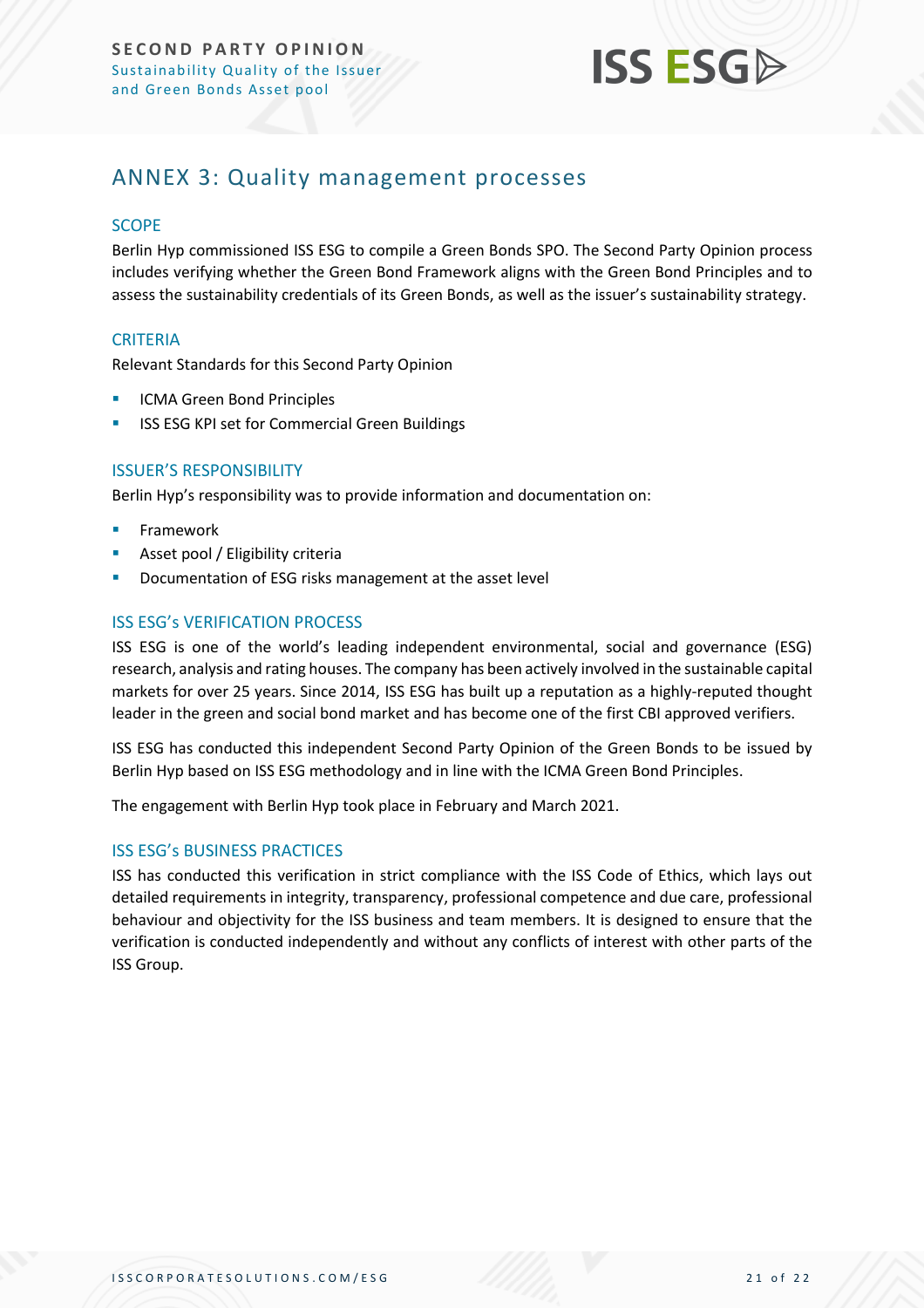## ANNEX 3: Quality management processes

### SCOPE

Berlin Hyp commissioned ISS ESG to compile a Green Bonds SPO. The Second Party Opinion process includes verifying whether the Green Bond Framework aligns with the Green Bond Principles and to assess the sustainability credentials of its Green Bonds, as well as the issuer's sustainability strategy.

### CRITERIA

Relevant Standards for this Second Party Opinion

- ICMA Green Bond Principles
- ISS ESG KPI set for Commercial Green Buildings

### ISSUER'S RESPONSIBILITY

Berlin Hyp's responsibility was to provide information and documentation on:

- Framework
- Asset pool / Eligibility criteria
- Documentation of ESG risks management at the asset level

### ISS ESG's VERIFICATION PROCESS

ISS ESG is one of the world's leading independent environmental, social and governance (ESG) research, analysis and rating houses. The company has been actively involved in the sustainable capital markets for over 25 years. Since 2014, ISS ESG has built up a reputation as a highly-reputed thought leader in the green and social bond market and has become one of the first CBI approved verifiers.

ISS ESG has conducted this independent Second Party Opinion of the Green Bonds to be issued by Berlin Hyp based on ISS ESG methodology and in line with the ICMA Green Bond Principles.

The engagement with Berlin Hyp took place in February and March 2021.

### ISS ESG's BUSINESS PRACTICES

ISS has conducted this verification in strict compliance with the ISS Code of Ethics, which lays out detailed requirements in integrity, transparency, professional competence and due care, professional behaviour and objectivity for the ISS business and team members. It is designed to ensure that the verification is conducted independently and without any conflicts of interest with other parts of the ISS Group.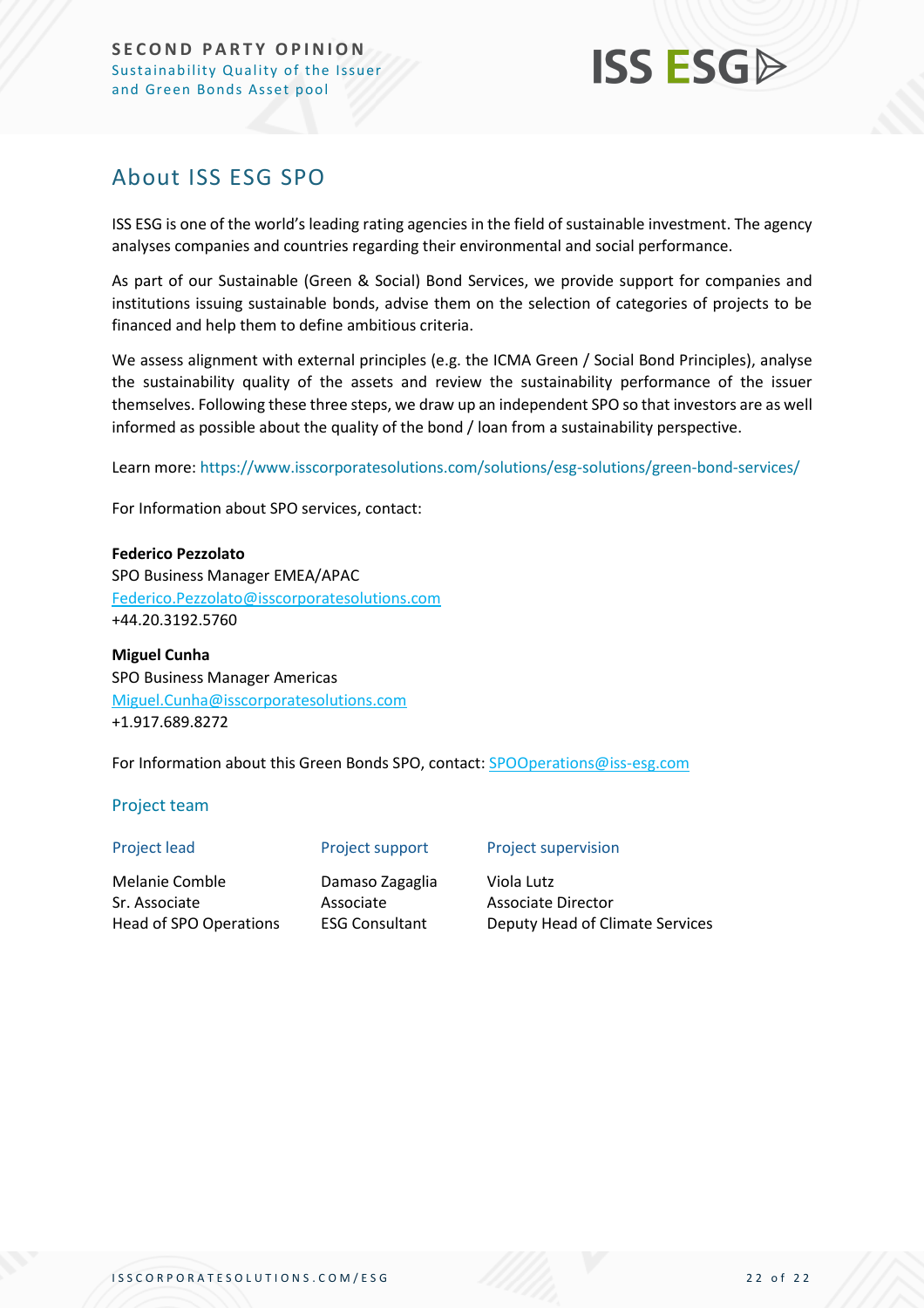## About ISS ESG SPO

ISS ESG is one of the world's leading rating agencies in the field of sustainable investment. The agency analyses companies and countries regarding their environmental and social performance.

As part of our Sustainable (Green & Social) Bond Services, we provide support for companies and institutions issuing sustainable bonds, advise them on the selection of categories of projects to be financed and help them to define ambitious criteria.

We assess alignment with external principles (e.g. the ICMA Green / Social Bond Principles), analyse the sustainability quality of the assets and review the sustainability performance of the issuer themselves. Following these three steps, we draw up an independent SPO so that investors are as well informed as possible about the quality of the bond / loan from a sustainability perspective.

Learn more: https://www.isscorporatesolutions.com/solutions/esg-solutions/green-bond-services/

For Information about SPO services, contact:

**Federico Pezzolato**
SPO Business Manager EMEA/APAC
Federico.Pezzolato@isscorporatesolutions.com
+44.20.3192.5760

**Miguel Cunha**
SPO Business Manager Americas
Miguel.Cunha@isscorporatesolutions.com
+1.917.689.8272

For Information about this Green Bonds SPO, contact: SPOOperations@iss-esg.com

### Project team

| Project lead | Project support | Project supervision |
|---|---|---|
| Melanie Comble<br>Sr. Associate<br>Head of SPO Operations | Damaso Zagaglia<br>Associate<br>ESG Consultant | Viola Lutz<br>Associate Director<br>Deputy Head of Climate Services |